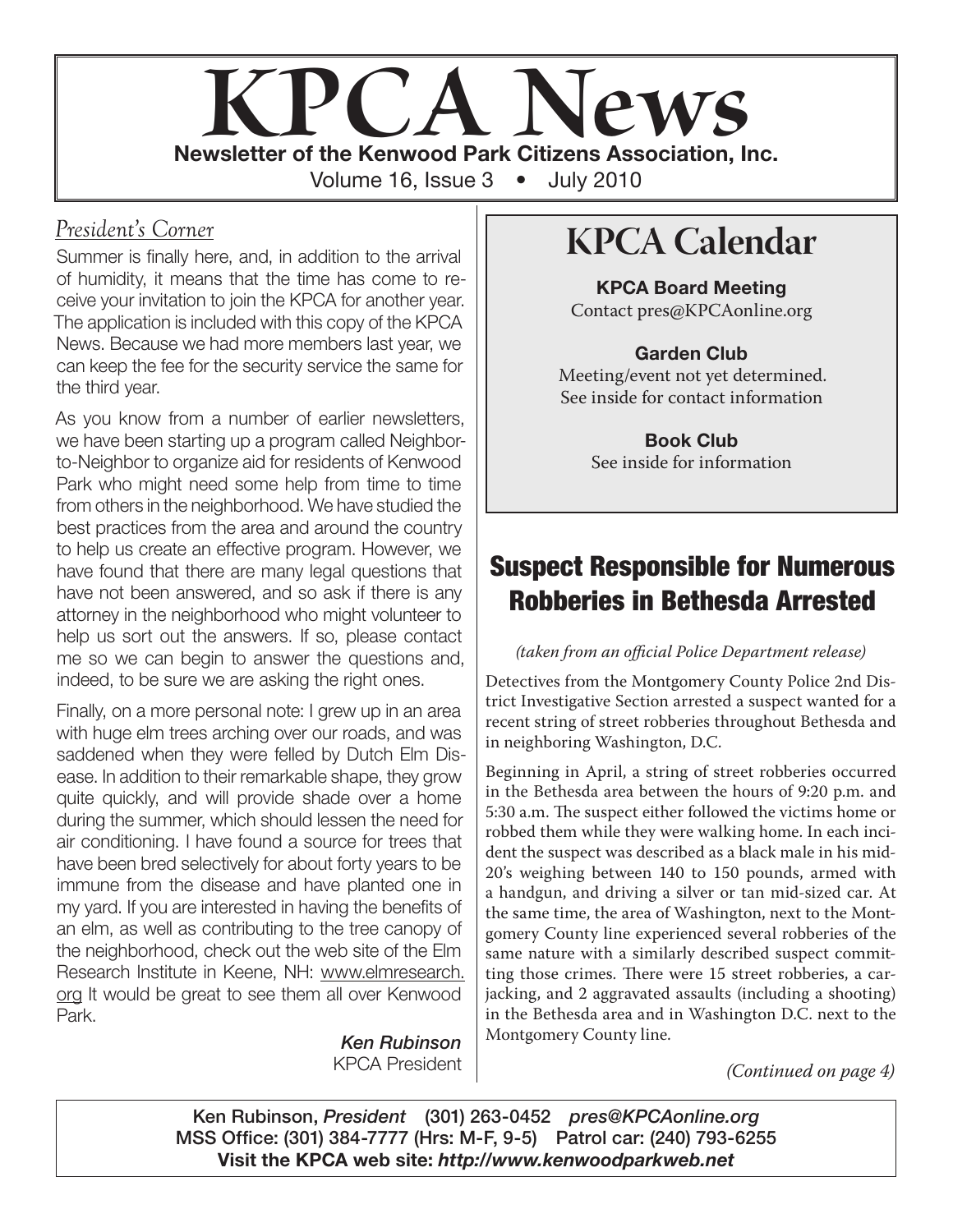# KPCA News

**Newsletter of the Kenwood Park Citizens Association, Inc.**

Volume 16, Issue 3 • July 2010

## *President's Corner*

Summer is finally here, and, in addition to the arrival of humidity, it means that the time has come to receive your invitation to join the KPCA for another year. The application is included with this copy of the KPCA News. Because we had more members last year, we can keep the fee for the security service the same for the third year.

As you know from a number of earlier newsletters, we have been starting up a program called Neighbor-to-Neighbor to organize aid for residents of Kenwood Park who might need some help from time to time from others in the neighborhood. We have studied the best practices from the area and around the country to help us create an effective program. However, we have found that there are many legal questions that have not been answered, and so ask if there is any attorney in the neighborhood who might volunteer to help us sort out the answers. If so, please contact me so we can begin to answer the questions and, indeed, to be sure we are asking the right ones.

Finally, on a more personal note: I grew up in an area with huge elm trees arching over our roads, and was saddened when they were felled by Dutch Elm Disease. In addition to their remarkable shape, they grow quite quickly, and will provide shade over a home during the summer, which should lessen the need for air conditioning. I have found a source for trees that have been bred selectively for about forty years to be immune from the disease and have planted one in my yard. If you are interested in having the benefits of an elm, as well as contributing to the tree canopy of the neighborhood, check out the web site of the Elm Research Institute in Keene, NH: www.elmresearch.org It would be great to see them all over Kenwood Park.

*Ken Rubinson*
KPCA President

## KPCA Calendar

**KPCA Board Meeting**
Contact pres@KPCAonline.org

**Garden Club**
Meeting/event not yet determined.
See inside for contact information

**Book Club**
See inside for information

## Suspect Responsible for Numerous Robberies in Bethesda Arrested

*(taken from an official Police Department release)*

Detectives from the Montgomery County Police 2nd District Investigative Section arrested a suspect wanted for a recent string of street robberies throughout Bethesda and in neighboring Washington, D.C.

Beginning in April, a string of street robberies occurred in the Bethesda area between the hours of 9:20 p.m. and 5:30 a.m. The suspect either followed the victims home or robbed them while they were walking home. In each incident the suspect was described as a black male in his mid-20's weighing between 140 to 150 pounds, armed with a handgun, and driving a silver or tan mid-sized car. At the same time, the area of Washington, next to the Montgomery County line experienced several robberies of the same nature with a similarly described suspect committing those crimes. There were 15 street robberies, a carjacking, and 2 aggravated assaults (including a shooting) in the Bethesda area and in Washington D.C. next to the Montgomery County line.

*(Continued on page 4)*

Ken Rubinson, *President* (301) 263-0452 *pres@KPCAonline.org*
MSS Office: (301) 384-7777 (Hrs: M-F, 9-5) Patrol car: (240) 793-6255
**Visit the KPCA web site: *http://www.kenwoodparkweb.net***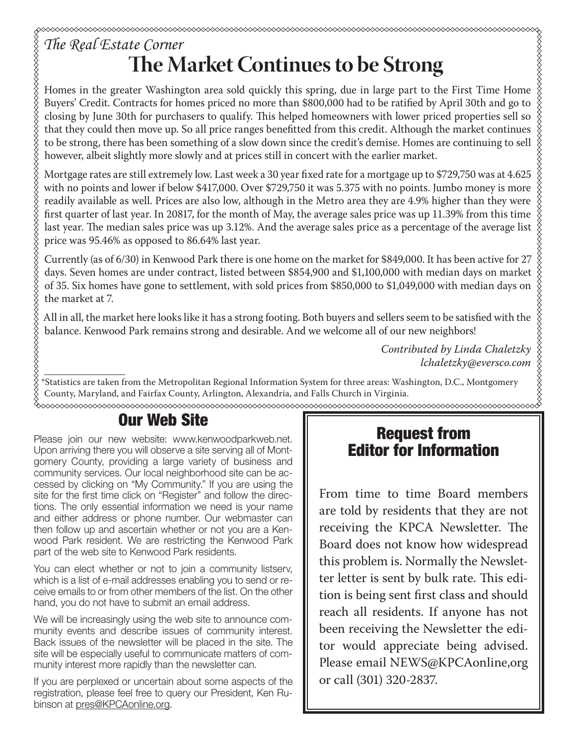*The Real Estate Corner*

# The Market Continues to be Strong

Homes in the greater Washington area sold quickly this spring, due in large part to the First Time Home Buyers' Credit. Contracts for homes priced no more than $800,000 had to be ratified by April 30th and go to closing by June 30th for purchasers to qualify. This helped homeowners with lower priced properties sell so that they could then move up. So all price ranges benefitted from this credit. Although the market continues to be strong, there has been something of a slow down since the credit's demise. Homes are continuing to sell however, albeit slightly more slowly and at prices still in concert with the earlier market.

Mortgage rates are still extremely low. Last week a 30 year fixed rate for a mortgage up to $729,750 was at 4.625 with no points and lower if below $417,000. Over $729,750 it was 5.375 with no points. Jumbo money is more readily available as well. Prices are also low, although in the Metro area they are 4.9% higher than they were first quarter of last year. In 20817, for the month of May, the average sales price was up 11.39% from this time last year. The median sales price was up 3.12%. And the average sales price as a percentage of the average list price was 95.46% as opposed to 86.64% last year.

Currently (as of 6/30) in Kenwood Park there is one home on the market for $849,000. It has been active for 27 days. Seven homes are under contract, listed between $854,900 and $1,100,000 with median days on market of 35. Six homes have gone to settlement, with sold prices from $850,000 to $1,049,000 with median days on the market at 7.

All in all, the market here looks like it has a strong footing. Both buyers and sellers seem to be satisfied with the balance. Kenwood Park remains strong and desirable. And we welcome all of our new neighbors!

*Contributed by Linda Chaletzky*
*lchaletzky@eversco.com*

---

*Statistics are taken from the Metropolitan Regional Information System for three areas: Washington, D.C., Montgomery County, Maryland, and Fairfax County, Arlington, Alexandria, and Falls Church in Virginia.

## Our Web Site

Please join our new website: www.kenwoodparkweb.net. Upon arriving there you will observe a site serving all of Montgomery County, providing a large variety of business and community services. Our local neighborhood site can be accessed by clicking of on "My Community." If you are using the site for the first time click on "Register" and follow the directions. The only essential information we need is your name and either address or phone number. Our webmaster can then follow up and ascertain whether or not you are a Kenwood Park resident. We are restricting the Kenwood Park part of the web site to Kenwood Park residents.

You can elect whether or not to join a community listserv, which is a list of e-mail addresses enabling you to send or receive emails to or from other members of the list. On the other hand, you do not have to submit an email address.

We will be increasingly using the web site to announce community events and describe issues of community interest. Back issues of the newsletter will be placed in the site. The site will be especially useful to communicate matters of community interest more rapidly than the newsletter can.

If you are perplexed or uncertain about some aspects of the registration, please feel free to query our President, Ken Rubinson at pres@KPCAonline.org.

## Request from Editor for Information

From time to time Board members are told by residents that they are not receiving the KPCA Newsletter. The Board does not know how widespread this problem is. Normally the Newsletter letter is sent by bulk rate. This edition is being sent first class and should reach all residents. If anyone has not been receiving the Newsletter the editor would appreciate being advised. Please email NEWS@KPCAonline,org or call (301) 320-2837.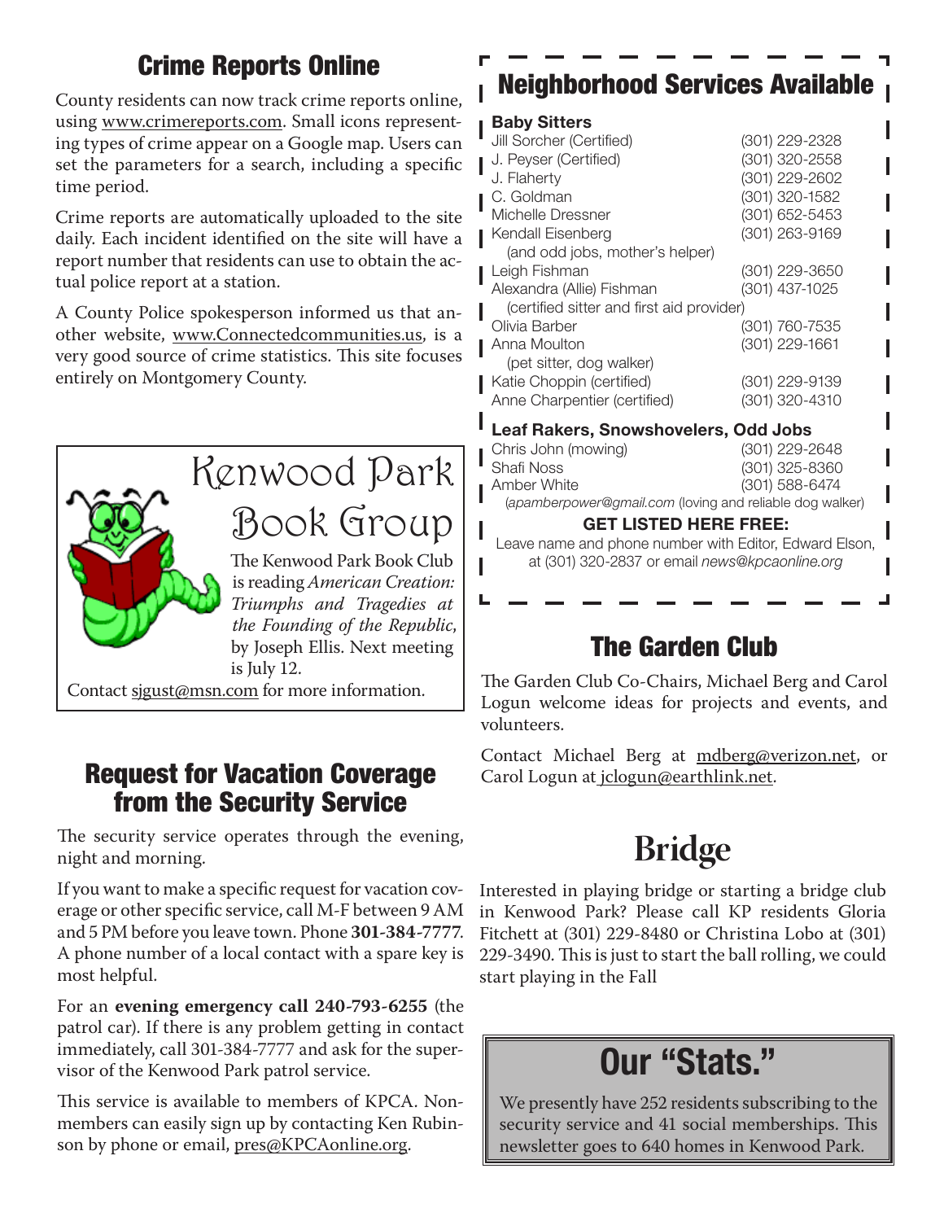## Crime Reports Online

County residents can now track crime reports online, using www.crimereports.com. Small icons representing types of crime appear on a Google map. Users can set the parameters for a search, including a specific time period.

Crime reports are automatically uploaded to the site daily. Each incident identified on the site will have a report number that residents can use to obtain the actual police report at a station.

A County Police spokesperson informed us that another website, www.Connectedcommunities.us, is a very good source of crime statistics. This site focuses entirely on Montgomery County.

## Kenwood Park Book Group

The Kenwood Park Book Club is reading *American Creation: Triumphs and Tragedies at the Founding of the Republic*, by Joseph Ellis. Next meeting is July 12.

Contact sjgust@msn.com for more information.

## Request for Vacation Coverage from the Security Service

The security service operates through the evening, night and morning.

If you want to make a specific request for vacation coverage or other specific service, call M-F between 9 AM and 5 PM before you leave town. Phone **301-384-7777**. A phone number of a local contact with a spare key is most helpful.

For an **evening emergency call 240-793-6255** (the patrol car). If there is any problem getting in contact immediately, call 301-384-7777 and ask for the supervisor of the Kenwood Park patrol service.

This service is available to members of KPCA. Non-members can easily sign up by contacting Ken Rubinson by phone or email, pres@KPCAonline.org.

## Neighborhood Services Available

### Baby Sitters

| | |
|---|---|
| Jill Sorcher (Certified) | (301) 229-2328 |
| J. Peyser (Certified) | (301) 320-2558 |
| J. Flaherty | (301) 229-2602 |
| C. Goldman | (301) 320-1582 |
| Michelle Dressner | (301) 652-5453 |
| Kendall Eisenberg (and odd jobs, mother's helper) | (301) 263-9169 |
| Leigh Fishman | (301) 229-3650 |
| Alexandra (Allie) Fishman (certified sitter and first aid provider) | (301) 437-1025 |
| Olivia Barber | (301) 760-7535 |
| Anna Moulton (pet sitter, dog walker) | (301) 229-1661 |
| Katie Choppin (certified) | (301) 229-9139 |
| Anne Charpentier (certified) | (301) 320-4310 |

### Leaf Rakers, Snowshovelers, Odd Jobs

| | |
|---|---|
| Chris John (mowing) | (301) 229-2648 |
| Shafi Noss | (301) 325-8360 |
| Amber White | (301) 588-6474 |

(*apamberpower@gmail.com* (loving and reliable dog walker)

**GET LISTED HERE FREE:**

Leave name and phone number with Editor, Edward Elson, at (301) 320-2837 or email *news@kpcaonline.org*

## The Garden Club

The Garden Club Co-Chairs, Michael Berg and Carol Logun welcome ideas for projects and events, and volunteers.

Contact Michael Berg at mdberg@verizon.net, or Carol Logun at jclogun@earthlink.net.

## Bridge

Interested in playing bridge or starting a bridge club in Kenwood Park? Please call KP residents Gloria Fitchett at (301) 229-8480 or Christina Lobo at (301) 229-3490. This is just to start the ball rolling, we could start playing in the Fall

## Our "Stats."

We presently have 252 residents subscribing to the security service and 41 social memberships. This newsletter goes to 640 homes in Kenwood Park.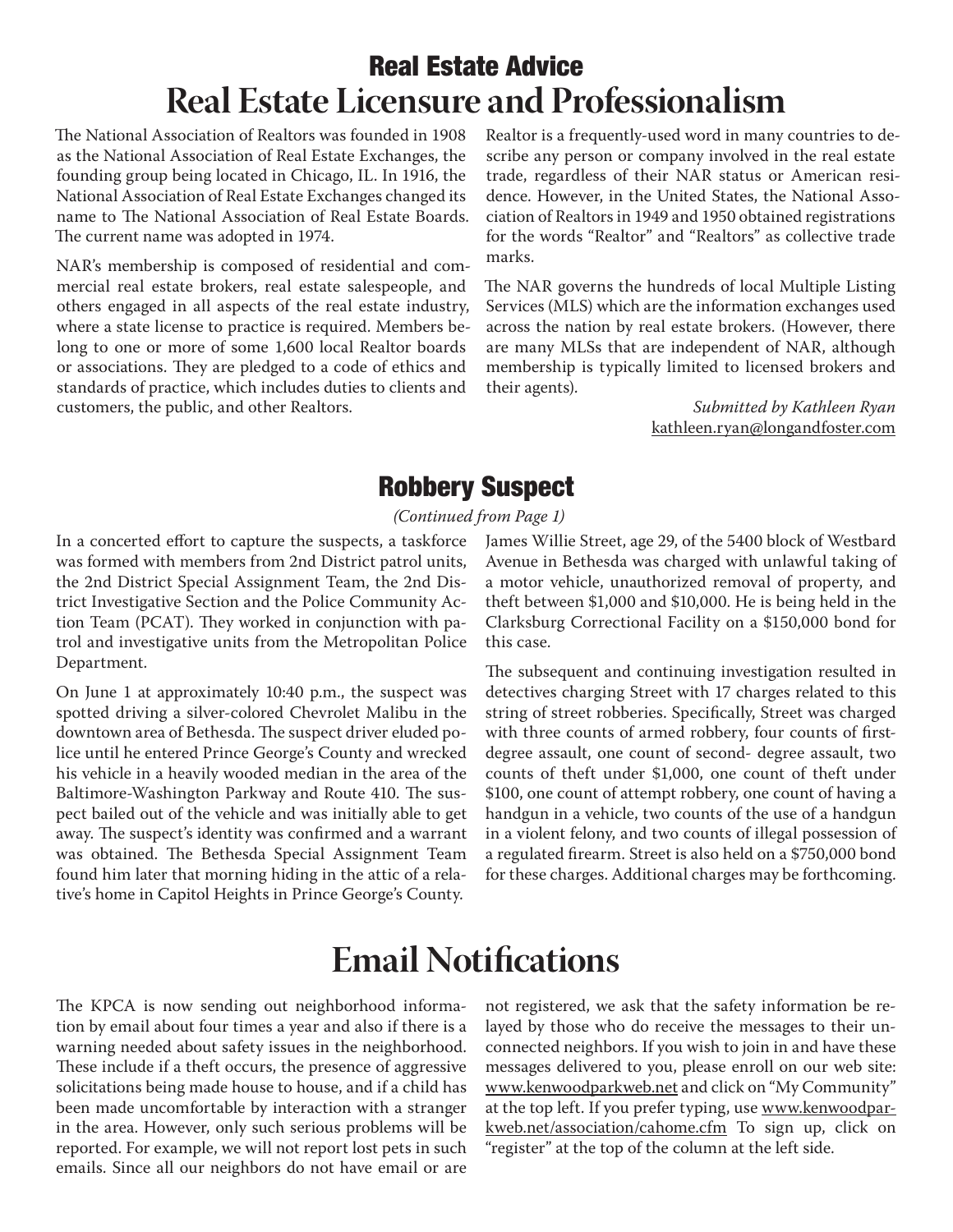## Real Estate Advice

# Real Estate Licensure and Professionalism

The National Association of Realtors was founded in 1908 as the National Association of Real Estate Exchanges, the founding group being located in Chicago, IL. In 1916, the National Association of Real Estate Exchanges changed its name to The National Association of Real Estate Boards. The current name was adopted in 1974.

NAR's membership is composed of residential and commercial real estate brokers, real estate salespeople, and others engaged in all aspects of the real estate industry, where a state license to practice is required. Members belong to one or more of some 1,600 local Realtor boards or associations. They are pledged to a code of ethics and standards of practice, which includes duties to clients and customers, the public, and other Realtors.

Realtor is a frequently-used word in many countries to describe any person or company involved in the real estate trade, regardless of their NAR status or American residence. However, in the United States, the National Association of Realtors in 1949 and 1950 obtained registrations for the words "Realtor" and "Realtors" as collective trade marks.

The NAR governs the hundreds of local Multiple Listing Services (MLS) which are the information exchanges used across the nation by real estate brokers. (However, there are many MLSs that are independent of NAR, although membership is typically limited to licensed brokers and their agents).

*Submitted by Kathleen Ryan*
kathleen.ryan@longandfoster.com

## Robbery Suspect

*(Continued from Page 1)*

In a concerted effort to capture the suspects, a taskforce was formed with members from 2nd District patrol units, the 2nd District Special Assignment Team, the 2nd District Investigative Section and the Police Community Action Team (PCAT). They worked in conjunction with patrol and investigative units from the Metropolitan Police Department.

On June 1 at approximately 10:40 p.m., the suspect was spotted driving a silver-colored Chevrolet Malibu in the downtown area of Bethesda. The suspect driver eluded police until he entered Prince George's County and wrecked his vehicle in a heavily wooded median in the area of the Baltimore-Washington Parkway and Route 410. The suspect bailed out of the vehicle and was initially able to get away. The suspect's identity was confirmed and a warrant was obtained. The Bethesda Special Assignment Team found him later that morning hiding in the attic of a relative's home in Capitol Heights in Prince George's County.

James Willie Street, age 29, of the 5400 block of Westbard Avenue in Bethesda was charged with unlawful taking of a motor vehicle, unauthorized removal of property, and theft between $1,000 and $10,000. He is being held in the Clarksburg Correctional Facility on a $150,000 bond for this case.

The subsequent and continuing investigation resulted in detectives charging Street with 17 charges related to this string of street robberies. Specifically, Street was charged with three counts of armed robbery, four counts of first-degree assault, one count of second- degree assault, two counts of theft under $1,000, one count of theft under $100, one count of attempt robbery, one count of having a handgun in a vehicle, two counts of the use of a handgun in a violent felony, and two counts of illegal possession of a regulated firearm. Street is also held on a $750,000 bond for these charges. Additional charges may be forthcoming.

# Email Notifications

The KPCA is now sending out neighborhood information by email about four times a year and also if there is a warning needed about safety issues in the neighborhood. These include if a theft occurs, the presence of aggressive solicitations being made house to house, and if a child has been made uncomfortable by interaction with a stranger in the area. However, only such serious problems will be reported. For example, we will not report lost pets in such emails. Since all our neighbors do not have email or are not registered, we ask that the safety information be relayed by those who do receive the messages to their unconnected neighbors. If you wish to join in and have these messages delivered to you, please enroll on our web site: www.kenwoodparkweb.net and click on "My Community" at the top left. If you prefer typing, use www.kenwoodparkweb.net/association/cahome.cfm To sign up, click on "register" at the top of the column at the left side.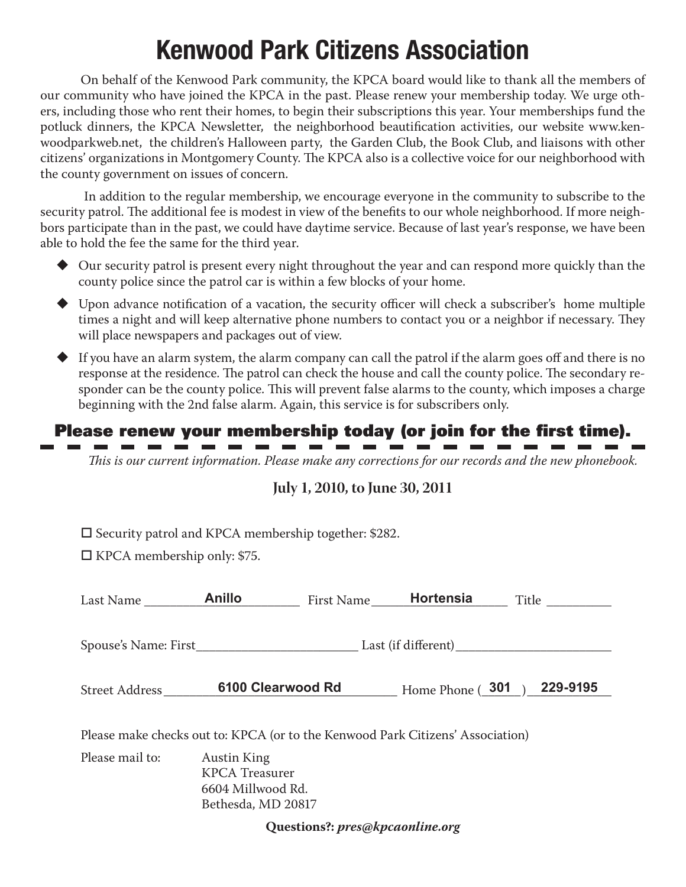# Kenwood Park Citizens Association

On behalf of the Kenwood Park community, the KPCA board would like to thank all the members of our community who have joined the KPCA in the past. Please renew your membership today. We urge others, including those who rent their homes, to begin their subscriptions this year. Your memberships fund the potluck dinners, the KPCA Newsletter, the neighborhood beautification activities, our website www.kenwoodparkweb.net, the children's Halloween party, the Garden Club, the Book Club, and liaisons with other citizens' organizations in Montgomery County. The KPCA also is a collective voice for our neighborhood with the county government on issues of concern.

In addition to the regular membership, we encourage everyone in the community to subscribe to the security patrol. The additional fee is modest in view of the benefits to our whole neighborhood. If more neighbors participate than in the past, we could have daytime service. Because of last year's response, we have been able to hold the fee the same for the third year.

- Our security patrol is present every night throughout the year and can respond more quickly than the county police since the patrol car is within a few blocks of your home.
- Upon advance notification of a vacation, the security officer will check a subscriber's home multiple times a night and will keep alternative phone numbers to contact you or a neighbor if necessary. They will place newspapers and packages out of view.
- If you have an alarm system, the alarm company can call the patrol if the alarm goes off and there is no response at the residence. The patrol can check the house and call the county police. The secondary responder can be the county police. This will prevent false alarms to the county, which imposes a charge beginning with the 2nd false alarm. Again, this service is for subscribers only.

## Please renew your membership today (or join for the first time).

*This is our current information. Please make any corrections for our records and the new phonebook.*

**July 1, 2010, to June 30, 2011**

☐ Security patrol and KPCA membership together: $282.

☐ KPCA membership only: $75.

Last Name Anillo First Name Hortensia Title \_\_\_\_\_\_\_\_\_\_

Spouse's Name: First\_\_\_\_\_\_\_\_\_\_\_\_\_\_\_\_\_\_\_\_\_\_\_\_ Last (if different)\_\_\_\_\_\_\_\_\_\_\_\_\_\_\_\_\_\_\_\_\_\_\_\_

Street Address 6100 Clearwood Rd Home Phone (301) 229-9195

Please make checks out to: KPCA (or to the Kenwood Park Citizens' Association)

Please mail to:
Austin King
KPCA Treasurer
6604 Millwood Rd.
Bethesda, MD 20817

**Questions?: *pres@kpcaonline.org***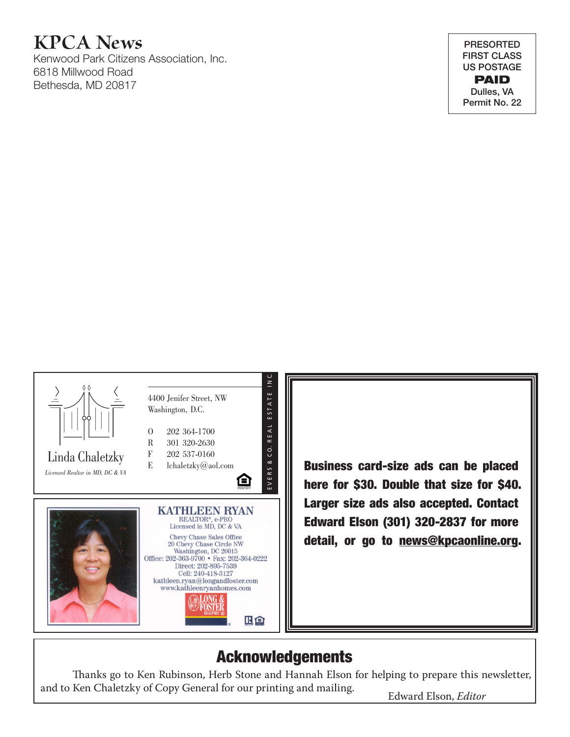# KPCA News

Kenwood Park Citizens Association, Inc.
6818 Millwood Road
Bethesda, MD 20817

PRESORTED
FIRST CLASS
US POSTAGE
**PAID**
Dulles, VA
Permit No. 22

Linda Chaletzky

*Licensed Realtor in MD, DC & VA*

4400 Jenifer Street, NW
Washington, D.C.

O 202 364-1700
R 301 320-2630
F 202 537-0160
E lchaletzky@aol.com

EVERS & CO. REAL ESTATE INC

**KATHLEEN RYAN**
REALTOR®, e-PRO
Licensed in MD, DC & VA

Chevy Chase Sales Office
20 Chevy Chase Circle NW
Washington, DC 20015
Office: 202-363-9700 • Fax: 202-364-0222
Direct: 202-895-7539
Cell: 240-418-3127
kathleen.ryan@longandfoster.com
www.kathleenryanhomes.com

LONG & FOSTER REALTORS

**Business card-size ads can be placed here for $30. Double that size for $40. Larger size ads also accepted. Contact Edward Elson (301) 320-2837 for more detail, or go to news@kpcaonline.org.**

## Acknowledgements

Thanks go to Ken Rubinson, Herb Stone and Hannah Elson for helping to prepare this newsletter, and to Ken Chaletzky of Copy General for our printing and mailing.

Edward Elson, *Editor*